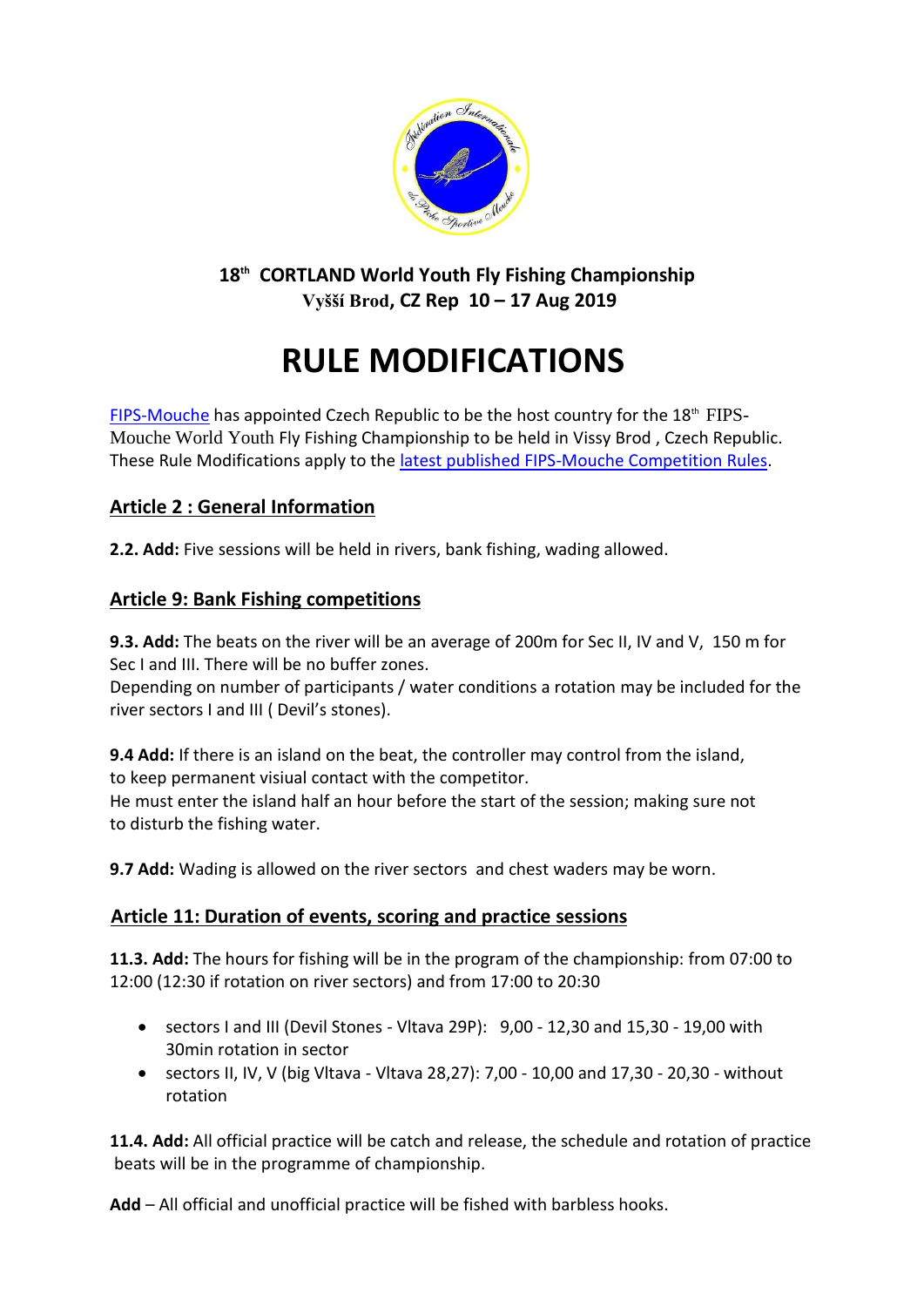**18th CORTLAND World Youth Fly Fishing Championship**
**Vyšší Brod, CZ Rep 10 – 17 Aug 2019**

# RULE MODIFICATIONS

FIPS-Mouche has appointed Czech Republic to be the host country for the 18th FIPS-Mouche World Youth Fly Fishing Championship to be held in Vissy Brod , Czech Republic. These Rule Modifications apply to the latest published FIPS-Mouche Competition Rules.

## Article 2 : General Information

**2.2. Add:** Five sessions will be held in rivers, bank fishing, wading allowed.

## Article 9: Bank Fishing competitions

**9.3. Add:** The beats on the river will be an average of 200m for Sec II, IV and V, 150 m for Sec I and III. There will be no buffer zones.
Depending on number of participants / water conditions a rotation may be included for the river sectors I and III ( Devil's stones).

**9.4 Add:** If there is an island on the beat, the controller may control from the island, to keep permanent visiual contact with the competitor.
He must enter the island half an hour before the start of the session; making sure not to disturb the fishing water.

**9.7 Add:** Wading is allowed on the river sectors and chest waders may be worn.

## Article 11: Duration of events, scoring and practice sessions

**11.3. Add:** The hours for fishing will be in the program of the championship: from 07:00 to 12:00 (12:30 if rotation on river sectors) and from 17:00 to 20:30

- sectors I and III (Devil Stones - Vltava 29P): 9,00 - 12,30 and 15,30 - 19,00 with 30min rotation in sector
- sectors II, IV, V (big Vltava - Vltava 28,27): 7,00 - 10,00 and 17,30 - 20,30 - without rotation

**11.4. Add:** All official practice will be catch and release, the schedule and rotation of practice beats will be in the programme of championship.

**Add** – All official and unofficial practice will be fished with barbless hooks.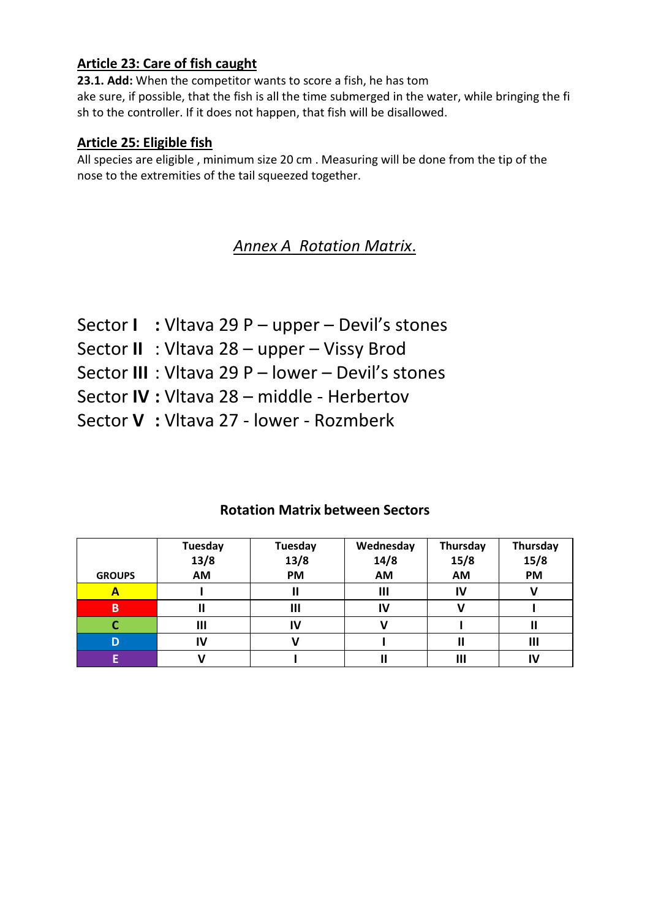### **Article 23: Care of fish caught**

**23.1. Add:** When the competitor wants to score a fish, he has tom ake sure, if possible, that the fish is all the time submerged in the water, while bringing the fi sh to the controller. If it does not happen, that fish will be disallowed.

### **Article 25: Eligible fish**

All species are eligible , minimum size 20 cm . Measuring will be done from the tip of the nose to the extremities of the tail squeezed together.

## *Annex A Rotation Matrix.*

Sector **I** **:** Vltava 29 P – upper – Devil's stones
Sector **II** : Vltava 28 – upper – Vissy Brod
Sector **III** : Vltava 29 P – lower – Devil's stones
Sector **IV** **:** Vltava 28 – middle - Herbertov
Sector **V** **:** Vltava 27 - lower - Rozmberk

**Rotation Matrix between Sectors**

| GROUPS | Tuesday 13/8 AM | Tuesday 13/8 PM | Wednesday 14/8 AM | Thursday 15/8 AM | Thursday 15/8 PM |
|---|---|---|---|---|---|
| **A** | **I** | **II** | **III** | **IV** | **V** |
| **B** | **II** | **III** | **IV** | **V** | **I** |
| **C** | **III** | **IV** | **V** | **I** | **II** |
| **D** | **IV** | **V** | **I** | **II** | **III** |
| **E** | **V** | **I** | **II** | **III** | **IV** |